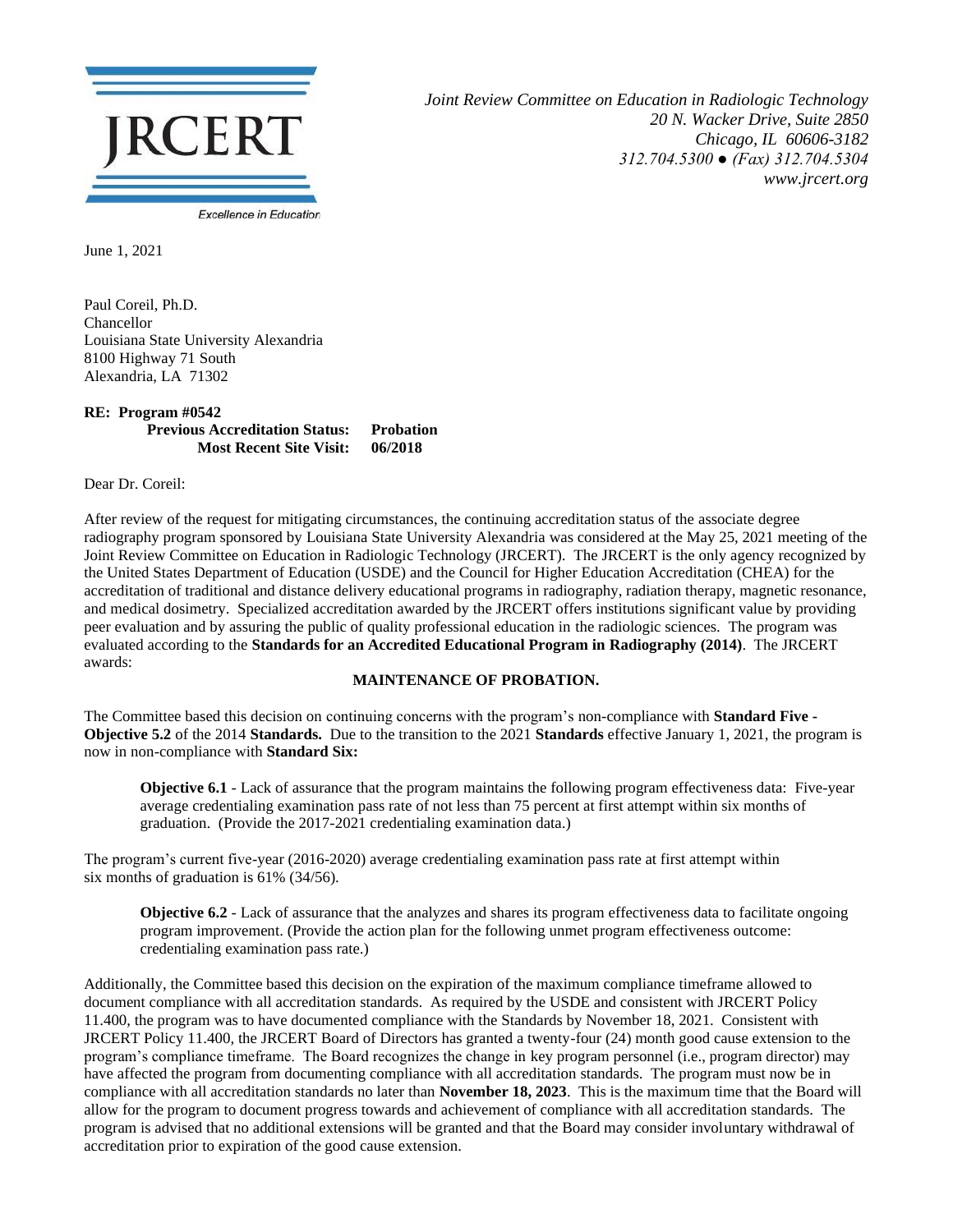JRCERT

Excellence in Education

*Joint Review Committee on Education in Radiologic Technology*
*20 N. Wacker Drive, Suite 2850*
*Chicago, IL 60606-3182*
*312.704.5300 ● (Fax) 312.704.5304*
*www.jrcert.org*

June 1, 2021

Paul Coreil, Ph.D.
Chancellor
Louisiana State University Alexandria
8100 Highway 71 South
Alexandria, LA 71302

**RE: Program #0542**
**Previous Accreditation Status: Probation**
**Most Recent Site Visit: 06/2018**

Dear Dr. Coreil:

After review of the request for mitigating circumstances, the continuing accreditation status of the associate degree radiography program sponsored by Louisiana State University Alexandria was considered at the May 25, 2021 meeting of the Joint Review Committee on Education in Radiologic Technology (JRCERT). The JRCERT is the only agency recognized by the United States Department of Education (USDE) and the Council for Higher Education Accreditation (CHEA) for the accreditation of traditional and distance delivery educational programs in radiography, radiation therapy, magnetic resonance, and medical dosimetry. Specialized accreditation awarded by the JRCERT offers institutions significant value by providing peer evaluation and by assuring the public of quality professional education in the radiologic sciences. The program was evaluated according to the **Standards for an Accredited Educational Program in Radiography (2014)**. The JRCERT awards:

**MAINTENANCE OF PROBATION.**

The Committee based this decision on continuing concerns with the program's non-compliance with **Standard Five - Objective 5.2** of the 2014 **Standards.** Due to the transition to the 2021 **Standards** effective January 1, 2021, the program is now in non-compliance with **Standard Six:**

> **Objective 6.1** - Lack of assurance that the program maintains the following program effectiveness data: Five-year average credentialing examination pass rate of not less than 75 percent at first attempt within six months of graduation. (Provide the 2017-2021 credentialing examination data.)

The program's current five-year (2016-2020) average credentialing examination pass rate at first attempt within six months of graduation is 61% (34/56).

> **Objective 6.2** - Lack of assurance that the analyzes and shares its program effectiveness data to facilitate ongoing program improvement. (Provide the action plan for the following unmet program effectiveness outcome: credentialing examination pass rate.)

Additionally, the Committee based this decision on the expiration of the maximum compliance timeframe allowed to document compliance with all accreditation standards. As required by the USDE and consistent with JRCERT Policy 11.400, the program was to have documented compliance with the Standards by November 18, 2021. Consistent with JRCERT Policy 11.400, the JRCERT Board of Directors has granted a twenty-four (24) month good cause extension to the program's compliance timeframe. The Board recognizes the change in key program personnel (i.e., program director) may have affected the program from documenting compliance with all accreditation standards. The program must now be in compliance with all accreditation standards no later than **November 18, 2023**. This is the maximum time that the Board will allow for the program to document progress towards and achievement of compliance with all accreditation standards. The program is advised that no additional extensions will be granted and that the Board may consider involuntary withdrawal of accreditation prior to expiration of the good cause extension.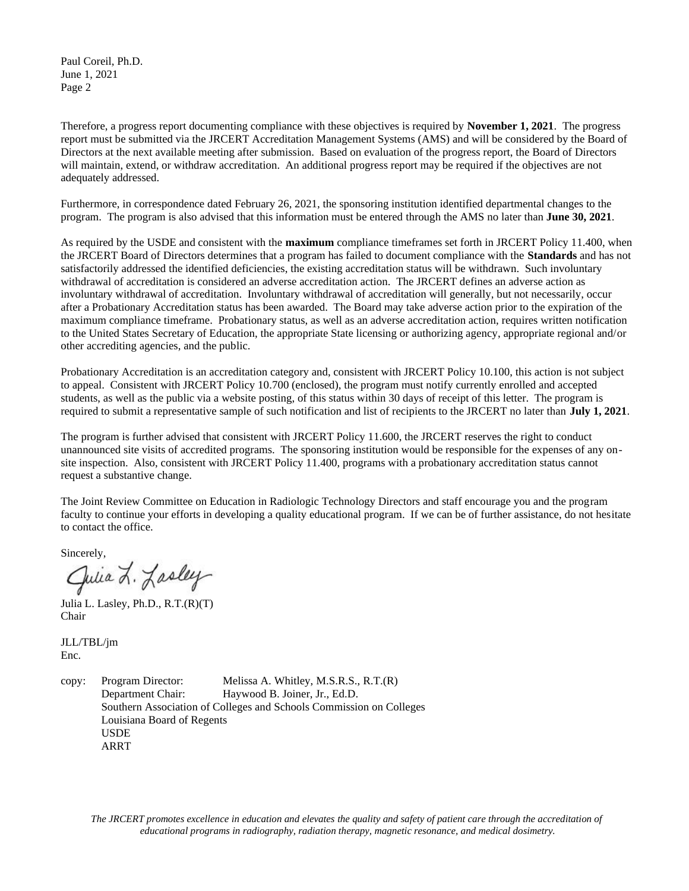Therefore, a progress report documenting compliance with these objectives is required by **November 1, 2021**. The progress report must be submitted via the JRCERT Accreditation Management Systems (AMS) and will be considered by the Board of Directors at the next available meeting after submission. Based on evaluation of the progress report, the Board of Directors will maintain, extend, or withdraw accreditation. An additional progress report may be required if the objectives are not adequately addressed.

Furthermore, in correspondence dated February 26, 2021, the sponsoring institution identified departmental changes to the program. The program is also advised that this information must be entered through the AMS no later than **June 30, 2021**.

As required by the USDE and consistent with the **maximum** compliance timeframes set forth in JRCERT Policy 11.400, when the JRCERT Board of Directors determines that a program has failed to document compliance with the **Standards** and has not satisfactorily addressed the identified deficiencies, the existing accreditation status will be withdrawn. Such involuntary withdrawal of accreditation is considered an adverse accreditation action. The JRCERT defines an adverse action as involuntary withdrawal of accreditation. Involuntary withdrawal of accreditation will generally, but not necessarily, occur after a Probationary Accreditation status has been awarded. The Board may take adverse action prior to the expiration of the maximum compliance timeframe. Probationary status, as well as an adverse accreditation action, requires written notification to the United States Secretary of Education, the appropriate State licensing or authorizing agency, appropriate regional and/or other accrediting agencies, and the public.

Probationary Accreditation is an accreditation category and, consistent with JRCERT Policy 10.100, this action is not subject to appeal. Consistent with JRCERT Policy 10.700 (enclosed), the program must notify currently enrolled and accepted students, as well as the public via a website posting, of this status within 30 days of receipt of this letter. The program is required to submit a representative sample of such notification and list of recipients to the JRCERT no later than **July 1, 2021**.

The program is further advised that consistent with JRCERT Policy 11.600, the JRCERT reserves the right to conduct unannounced site visits of accredited programs. The sponsoring institution would be responsible for the expenses of any on-site inspection. Also, consistent with JRCERT Policy 11.400, programs with a probationary accreditation status cannot request a substantive change.

The Joint Review Committee on Education in Radiologic Technology Directors and staff encourage you and the program faculty to continue your efforts in developing a quality educational program. If we can be of further assistance, do not hesitate to contact the office.

Sincerely,

Julia L. Lasley

Julia L. Lasley, Ph.D., R.T.(R)(T)
Chair

JLL/TBL/jm
Enc.

copy: Program Director: Melissa A. Whitley, M.S.R.S., R.T.(R)
Department Chair: Haywood B. Joiner, Jr., Ed.D.
Southern Association of Colleges and Schools Commission on Colleges
Louisiana Board of Regents
USDE
ARRT

*The JRCERT promotes excellence in education and elevates the quality and safety of patient care through the accreditation of educational programs in radiography, radiation therapy, magnetic resonance, and medical dosimetry.*